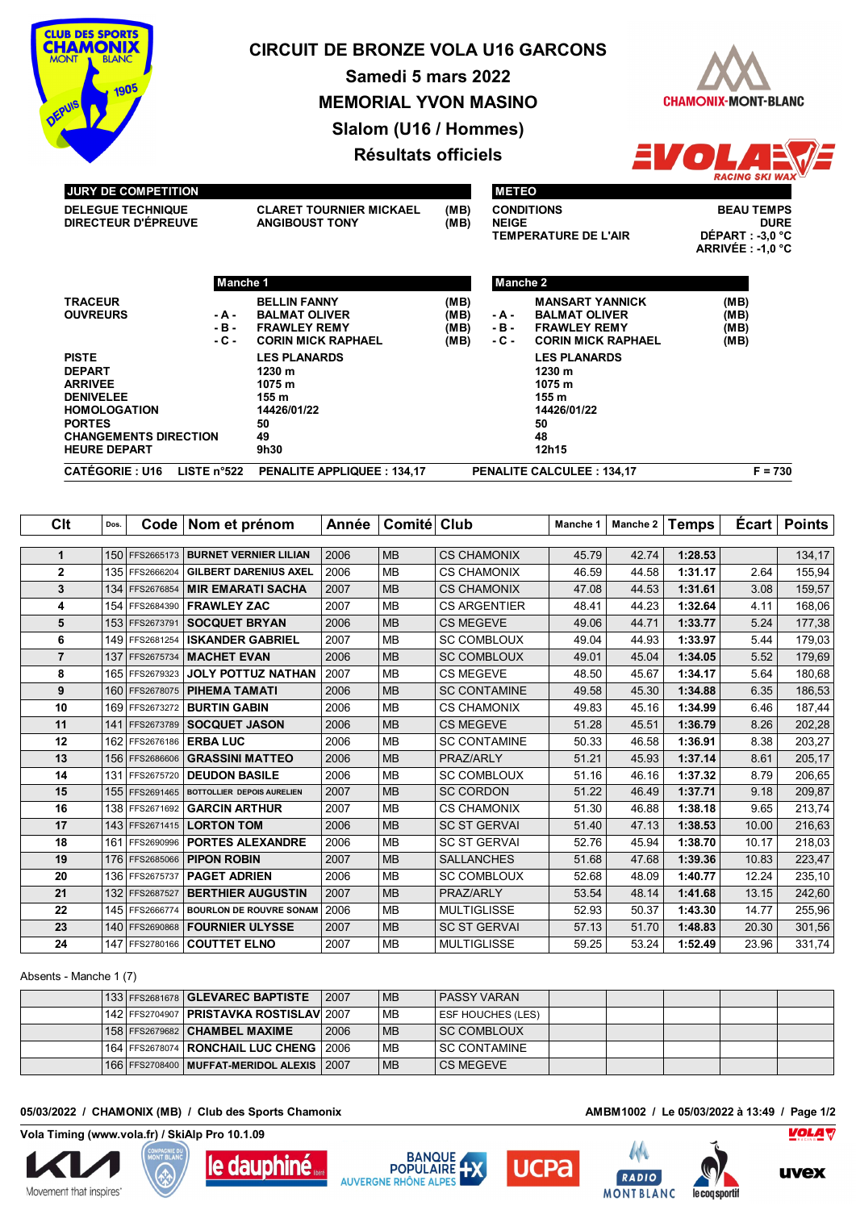# CIRCUIT DE BRONZE VOLA U16 GARCONS

## Samedi 5 mars 2022

## MEMORIAL YVON MASINO

## Slalom (U16 / Hommes)

## Résultats officiels

| JURY DE COMPETITION | | |
|---|---|---|
| DELEGUE TECHNIQUE | CLARET TOURNIER MICKAEL | (MB) |
| DIRECTEUR D'ÉPREUVE | ANGIBOUST TONY | (MB) |

| METEO | |
|---|---|
| CONDITIONS | BEAU TEMPS |
| NEIGE | DURE |
| TEMPERATURE DE L'AIR | DÉPART : -3,0 °C |
| | ARRIVÉE : -1,0 °C |

| | | Manche 1 | | | Manche 2 | |
|---|---|---|---|---|---|---|
| TRACEUR | | BELLIN FANNY | (MB) | | MANSART YANNICK | (MB) |
| OUVREURS | - A - | BALMAT OLIVER | (MB) | - A - | BALMAT OLIVER | (MB) |
| | - B - | FRAWLEY REMY | (MB) | - B - | FRAWLEY REMY | (MB) |
| | - C - | CORIN MICK RAPHAEL | (MB) | - C - | CORIN MICK RAPHAEL | (MB) |
| PISTE | | LES PLANARDS | | | LES PLANARDS | |
| DEPART | | 1230 m | | | 1230 m | |
| ARRIVEE | | 1075 m | | | 1075 m | |
| DENIVELEE | | 155 m | | | 155 m | |
| HOMOLOGATION | | 14426/01/22 | | | 14426/01/22 | |
| PORTES | | 50 | | | 50 | |
| CHANGEMENTS DIRECTION | | 49 | | | 48 | |
| HEURE DEPART | | 9h30 | | | 12h15 | |

CATÉGORIE : U16 LISTE n°522 PENALITE APPLIQUEE : 134,17 PENALITE CALCULEE : 134,17 F = 730

| Clt | Dos. | Code | Nom et prénom | Année | Comité | Club | Manche 1 | Manche 2 | Temps | Écart | Points |
|---|---|---|---|---|---|---|---|---|---|---|---|
| 1 | 150 | FFS2665173 | BURNET VERNIER LILIAN | 2006 | MB | CS CHAMONIX | 45.79 | 42.74 | 1:28.53 | | 134,17 |
| 2 | 135 | FFS2666204 | GILBERT DARENIUS AXEL | 2006 | MB | CS CHAMONIX | 46.59 | 44.58 | 1:31.17 | 2.64 | 155,94 |
| 3 | 134 | FFS2676854 | MIR EMARATI SACHA | 2007 | MB | CS CHAMONIX | 47.08 | 44.53 | 1:31.61 | 3.08 | 159,57 |
| 4 | 154 | FFS2684390 | FRAWLEY ZAC | 2007 | MB | CS ARGENTIER | 48.41 | 44.23 | 1:32.64 | 4.11 | 168,06 |
| 5 | 153 | FFS2673791 | SOCQUET BRYAN | 2006 | MB | CS MEGEVE | 49.06 | 44.71 | 1:33.77 | 5.24 | 177,38 |
| 6 | 149 | FFS2681254 | ISKANDER GABRIEL | 2007 | MB | SC COMBLOUX | 49.04 | 44.93 | 1:33.97 | 5.44 | 179,03 |
| 7 | 137 | FFS2675734 | MACHET EVAN | 2006 | MB | SC COMBLOUX | 49.01 | 45.04 | 1:34.05 | 5.52 | 179,69 |
| 8 | 165 | FFS2679323 | JOLY POTTUZ NATHAN | 2007 | MB | CS MEGEVE | 48.50 | 45.67 | 1:34.17 | 5.64 | 180,68 |
| 9 | 160 | FFS2678075 | PIHEMA TAMATI | 2006 | MB | SC CONTAMINE | 49.58 | 45.30 | 1:34.88 | 6.35 | 186,53 |
| 10 | 169 | FFS2673272 | BURTIN GABIN | 2006 | MB | CS CHAMONIX | 49.83 | 45.16 | 1:34.99 | 6.46 | 187,44 |
| 11 | 141 | FFS2673789 | SOCQUET JASON | 2006 | MB | CS MEGEVE | 51.28 | 45.51 | 1:36.79 | 8.26 | 202,28 |
| 12 | 162 | FFS2676186 | ERBA LUC | 2006 | MB | SC CONTAMINE | 50.33 | 46.58 | 1:36.91 | 8.38 | 203,27 |
| 13 | 156 | FFS2686606 | GRASSINI MATTEO | 2006 | MB | PRAZ/ARLY | 51.21 | 45.93 | 1:37.14 | 8.61 | 205,17 |
| 14 | 131 | FFS2675720 | DEUDON BASILE | 2006 | MB | SC COMBLOUX | 51.16 | 46.16 | 1:37.32 | 8.79 | 206,65 |
| 15 | 155 | FFS2691465 | BOTTOLLIER DEPOIS AURELIEN | 2007 | MB | SC CORDON | 51.22 | 46.49 | 1:37.71 | 9.18 | 209,87 |
| 16 | 138 | FFS2671692 | GARCIN ARTHUR | 2007 | MB | CS CHAMONIX | 51.30 | 46.88 | 1:38.18 | 9.65 | 213,74 |
| 17 | 143 | FFS2671415 | LORTON TOM | 2006 | MB | SC ST GERVAI | 51.40 | 47.13 | 1:38.53 | 10.00 | 216,63 |
| 18 | 161 | FFS2690996 | PORTES ALEXANDRE | 2006 | MB | SC ST GERVAI | 52.76 | 45.94 | 1:38.70 | 10.17 | 218,03 |
| 19 | 176 | FFS2685066 | PIPON ROBIN | 2007 | MB | SALLANCHES | 51.68 | 47.68 | 1:39.36 | 10.83 | 223,47 |
| 20 | 136 | FFS2675737 | PAGET ADRIEN | 2006 | MB | SC COMBLOUX | 52.68 | 48.09 | 1:40.77 | 12.24 | 235,10 |
| 21 | 132 | FFS2687527 | BERTHIER AUGUSTIN | 2007 | MB | PRAZ/ARLY | 53.54 | 48.14 | 1:41.68 | 13.15 | 242,60 |
| 22 | 145 | FFS2666774 | BOURLON DE ROUVRE SONAM | 2006 | MB | MULTIGLISSE | 52.93 | 50.37 | 1:43.30 | 14.77 | 255,96 |
| 23 | 140 | FFS2690868 | FOURNIER ULYSSE | 2006 | MB | SC ST GERVAI | 57.13 | 51.70 | 1:48.83 | 20.30 | 301,56 |
| 24 | 147 | FFS2780166 | COUTTET ELNO | 2007 | MB | MULTIGLISSE | 59.25 | 53.24 | 1:52.49 | 23.96 | 331,74 |

Absents - Manche 1 (7)

| Clt | Dos. | Code | Nom et prénom | Année | Comité | Club | Manche 1 | Manche 2 | Temps | Écart | Points |
|---|---|---|---|---|---|---|---|---|---|---|---|
| | 133 | FFS2681678 | GLEVAREC BAPTISTE | 2007 | MB | PASSY VARAN | | | | | |
| | 142 | FFS2704907 | PRISTAVKA ROSTISLAV | 2007 | MB | ESF HOUCHES (LES) | | | | | |
| | 158 | FFS2679682 | CHAMBEL MAXIME | 2006 | MB | SC COMBLOUX | | | | | |
| | 164 | FFS2678074 | RONCHAIL LUC CHENG | 2006 | MB | SC CONTAMINE | | | | | |
| | 166 | FFS2708400 | MUFFAT-MERIDOL ALEXIS | 2007 | MB | CS MEGEVE | | | | | |

05/03/2022 / CHAMONIX (MB) / Club des Sports Chamonix AMBM1002 / Le 05/03/2022 à 13:49

Vola Timing (www.vola.fr) / SkiAlp Pro 10.1.09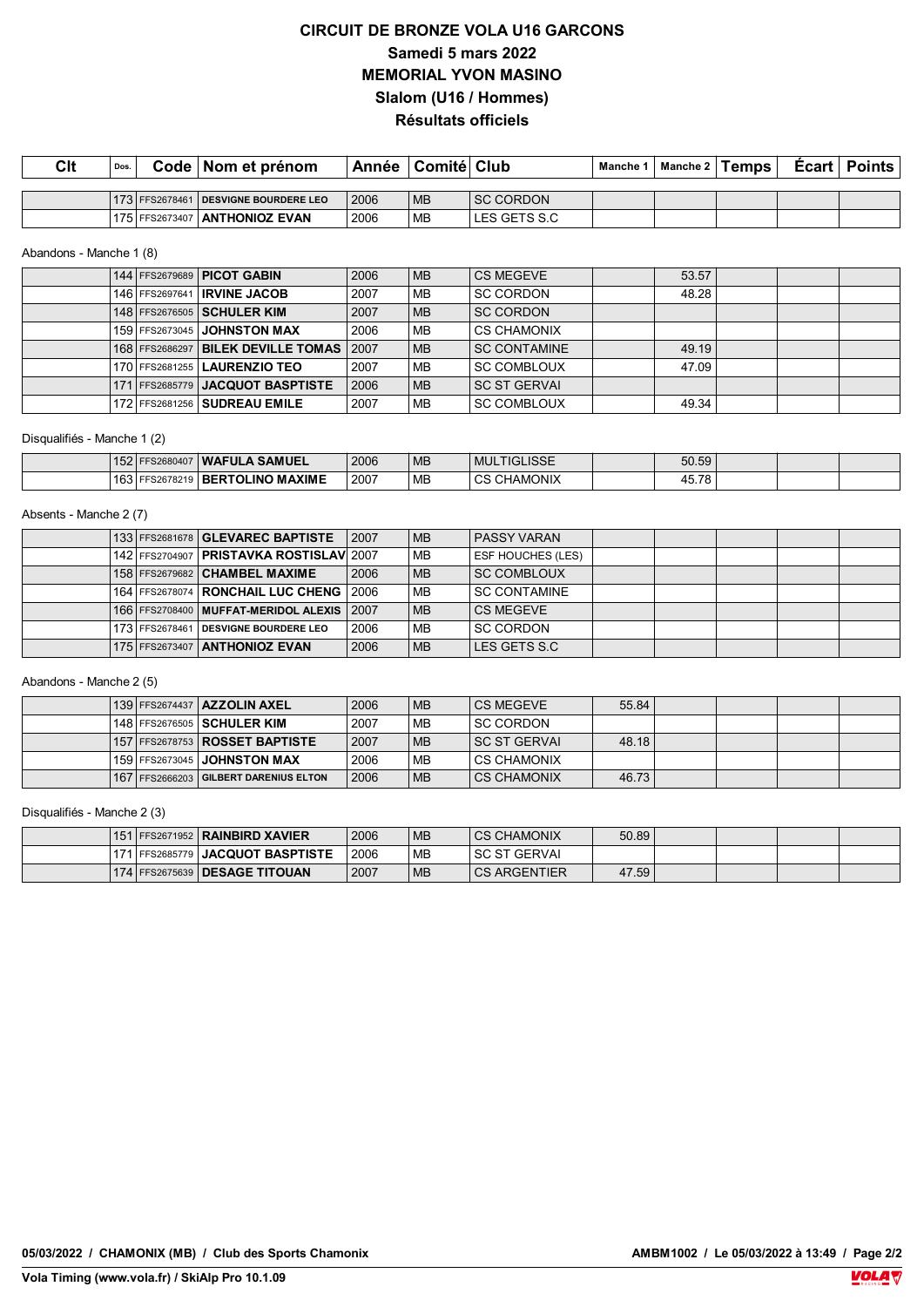# CIRCUIT DE BRONZE VOLA U16 GARCONS

## Samedi 5 mars 2022

## MEMORIAL YVON MASINO

## Slalom (U16 / Hommes)

## Résultats officiels

| Clt | Dos. | Code | Nom et prénom | Année | Comité | Club | Manche 1 | Manche 2 | Temps | Écart | Points |
|---|---|---|---|---|---|---|---|---|---|---|---|
| | 173 | FFS2678461 | **DESVIGNE BOURDERE LEO** | 2006 | MB | SC CORDON | | | | | |
| | 175 | FFS2673407 | **ANTHONIOZ EVAN** | 2006 | MB | LES GETS S.C | | | | | |

Abandons - Manche 1 (8)

| Clt | Dos. | Code | Nom et prénom | Année | Comité | Club | Manche 1 | Manche 2 | Temps | Écart | Points |
|---|---|---|---|---|---|---|---|---|---|---|---|
| | 144 | FFS2679689 | **PICOT GABIN** | 2006 | MB | CS MEGEVE | | 53.57 | | | |
| | 146 | FFS2697641 | **IRVINE JACOB** | 2007 | MB | SC CORDON | | 48.28 | | | |
| | 148 | FFS2676505 | **SCHULER KIM** | 2007 | MB | SC CORDON | | | | | |
| | 159 | FFS2673045 | **JOHNSTON MAX** | 2006 | MB | CS CHAMONIX | | | | | |
| | 168 | FFS2686297 | **BILEK DEVILLE TOMAS** | 2007 | MB | SC CONTAMINE | | 49.19 | | | |
| | 170 | FFS2681255 | **LAURENZIO TEO** | 2007 | MB | SC COMBLOUX | | 47.09 | | | |
| | 171 | FFS2685779 | **JACQUOT BASPTISTE** | 2006 | MB | SC ST GERVAI | | | | | |
| | 172 | FFS2681256 | **SUDREAU EMILE** | 2007 | MB | SC COMBLOUX | | 49.34 | | | |

Disqualifiés - Manche 1 (2)

| Clt | Dos. | Code | Nom et prénom | Année | Comité | Club | Manche 1 | Manche 2 | Temps | Écart | Points |
|---|---|---|---|---|---|---|---|---|---|---|---|
| | 152 | FFS2680407 | **WAFULA SAMUEL** | 2006 | MB | MULTIGLISSE | | 50.59 | | | |
| | 163 | FFS2678219 | **BERTOLINO MAXIME** | 2007 | MB | CS CHAMONIX | | 45.78 | | | |

Absents - Manche 2 (7)

| Clt | Dos. | Code | Nom et prénom | Année | Comité | Club | Manche 1 | Manche 2 | Temps | Écart | Points |
|---|---|---|---|---|---|---|---|---|---|---|---|
| | 133 | FFS2681678 | **GLEVAREC BAPTISTE** | 2007 | MB | PASSY VARAN | | | | | |
| | 142 | FFS2704907 | **PRISTAVKA ROSTISLAV** | 2007 | MB | ESF HOUCHES (LES) | | | | | |
| | 158 | FFS2679682 | **CHAMBEL MAXIME** | 2006 | MB | SC COMBLOUX | | | | | |
| | 164 | FFS2678074 | **RONCHAIL LUC CHENG** | 2006 | MB | SC CONTAMINE | | | | | |
| | 166 | FFS2708400 | **MUFFAT-MERIDOL ALEXIS** | 2007 | MB | CS MEGEVE | | | | | |
| | 173 | FFS2678461 | **DESVIGNE BOURDERE LEO** | 2006 | MB | SC CORDON | | | | | |
| | 175 | FFS2673407 | **ANTHONIOZ EVAN** | 2006 | MB | LES GETS S.C | | | | | |

Abandons - Manche 2 (5)

| Clt | Dos. | Code | Nom et prénom | Année | Comité | Club | Manche 1 | Manche 2 | Temps | Écart | Points |
|---|---|---|---|---|---|---|---|---|---|---|---|
| | 139 | FFS2674437 | **AZZOLIN AXEL** | 2006 | MB | CS MEGEVE | 55.84 | | | | |
| | 148 | FFS2676505 | **SCHULER KIM** | 2007 | MB | SC CORDON | | | | | |
| | 157 | FFS2678753 | **ROSSET BAPTISTE** | 2007 | MB | SC ST GERVAI | 48.18 | | | | |
| | 159 | FFS2673045 | **JOHNSTON MAX** | 2006 | MB | CS CHAMONIX | | | | | |
| | 167 | FFS2666203 | **GILBERT DARENIUS ELTON** | 2006 | MB | CS CHAMONIX | 46.73 | | | | |

Disqualifiés - Manche 2 (3)

| Clt | Dos. | Code | Nom et prénom | Année | Comité | Club | Manche 1 | Manche 2 | Temps | Écart | Points |
|---|---|---|---|---|---|---|---|---|---|---|---|
| | 151 | FFS2671952 | **RAINBIRD XAVIER** | 2006 | MB | CS CHAMONIX | 50.89 | | | | |
| | 171 | FFS2685779 | **JACQUOT BASPTISTE** | 2006 | MB | SC ST GERVAI | | | | | |
| | 174 | FFS2675639 | **DESAGE TITOUAN** | 2007 | MB | CS ARGENTIER | 47.59 | | | | |

05/03/2022 / CHAMONIX (MB) / Club des Sports Chamonix — AMBM1002 / Le 05/03/2022 à 13:49

Vola Timing (www.vola.fr) / SkiAlp Pro 10.1.09